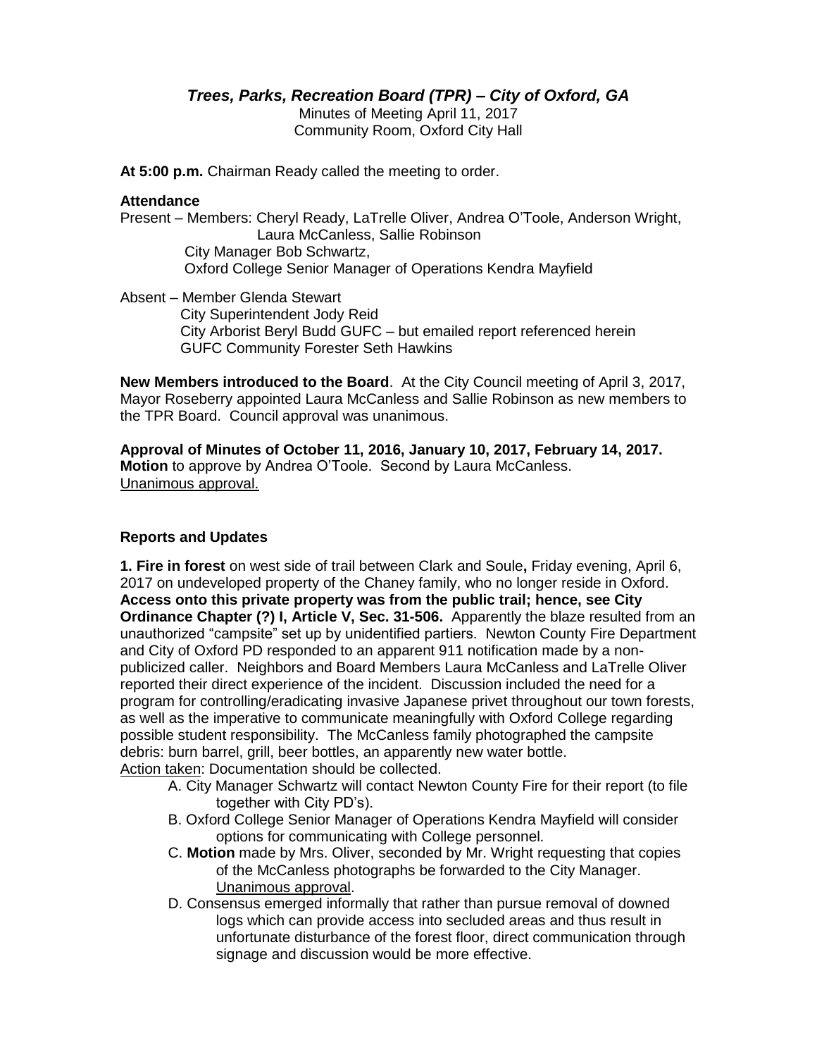# *Trees, Parks, Recreation Board (TPR) – City of Oxford, GA*

Minutes of Meeting April 11, 2017
Community Room, Oxford City Hall

**At 5:00 p.m.** Chairman Ready called the meeting to order.

**Attendance**

Present – Members: Cheryl Ready, LaTrelle Oliver, Andrea O'Toole, Anderson Wright, Laura McCanless, Sallie Robinson
City Manager Bob Schwartz,
Oxford College Senior Manager of Operations Kendra Mayfield

Absent – Member Glenda Stewart
City Superintendent Jody Reid
City Arborist Beryl Budd GUFC – but emailed report referenced herein
GUFC Community Forester Seth Hawkins

**New Members introduced to the Board**. At the City Council meeting of April 3, 2017, Mayor Roseberry appointed Laura McCanless and Sallie Robinson as new members to the TPR Board. Council approval was unanimous.

**Approval of Minutes of October 11, 2016, January 10, 2017, February 14, 2017.**
**Motion** to approve by Andrea O'Toole. Second by Laura McCanless.
<u>Unanimous approval.</u>

**Reports and Updates**

**1. Fire in forest** on west side of trail between Clark and Soule**,** Friday evening, April 6, 2017 on undeveloped property of the Chaney family, who no longer reside in Oxford. **Access onto this private property was from the public trail; hence, see City Ordinance Chapter (?) I, Article V, Sec. 31-506.** Apparently the blaze resulted from an unauthorized "campsite" set up by unidentified partiers. Newton County Fire Department and City of Oxford PD responded to an apparent 911 notification made by a non-publicized caller. Neighbors and Board Members Laura McCanless and LaTrelle Oliver reported their direct experience of the incident. Discussion included the need for a program for controlling/eradicating invasive Japanese privet throughout our town forests, as well as the imperative to communicate meaningfully with Oxford College regarding possible student responsibility. The McCanless family photographed the campsite debris: burn barrel, grill, beer bottles, an apparently new water bottle.
<u>Action taken</u>: Documentation should be collected.

A. City Manager Schwartz will contact Newton County Fire for their report (to file together with City PD's).

B. Oxford College Senior Manager of Operations Kendra Mayfield will consider options for communicating with College personnel.

C. **Motion** made by Mrs. Oliver, seconded by Mr. Wright requesting that copies of the McCanless photographs be forwarded to the City Manager. <u>Unanimous approval</u>.

D. Consensus emerged informally that rather than pursue removal of downed logs which can provide access into secluded areas and thus result in unfortunate disturbance of the forest floor, direct communication through signage and discussion would be more effective.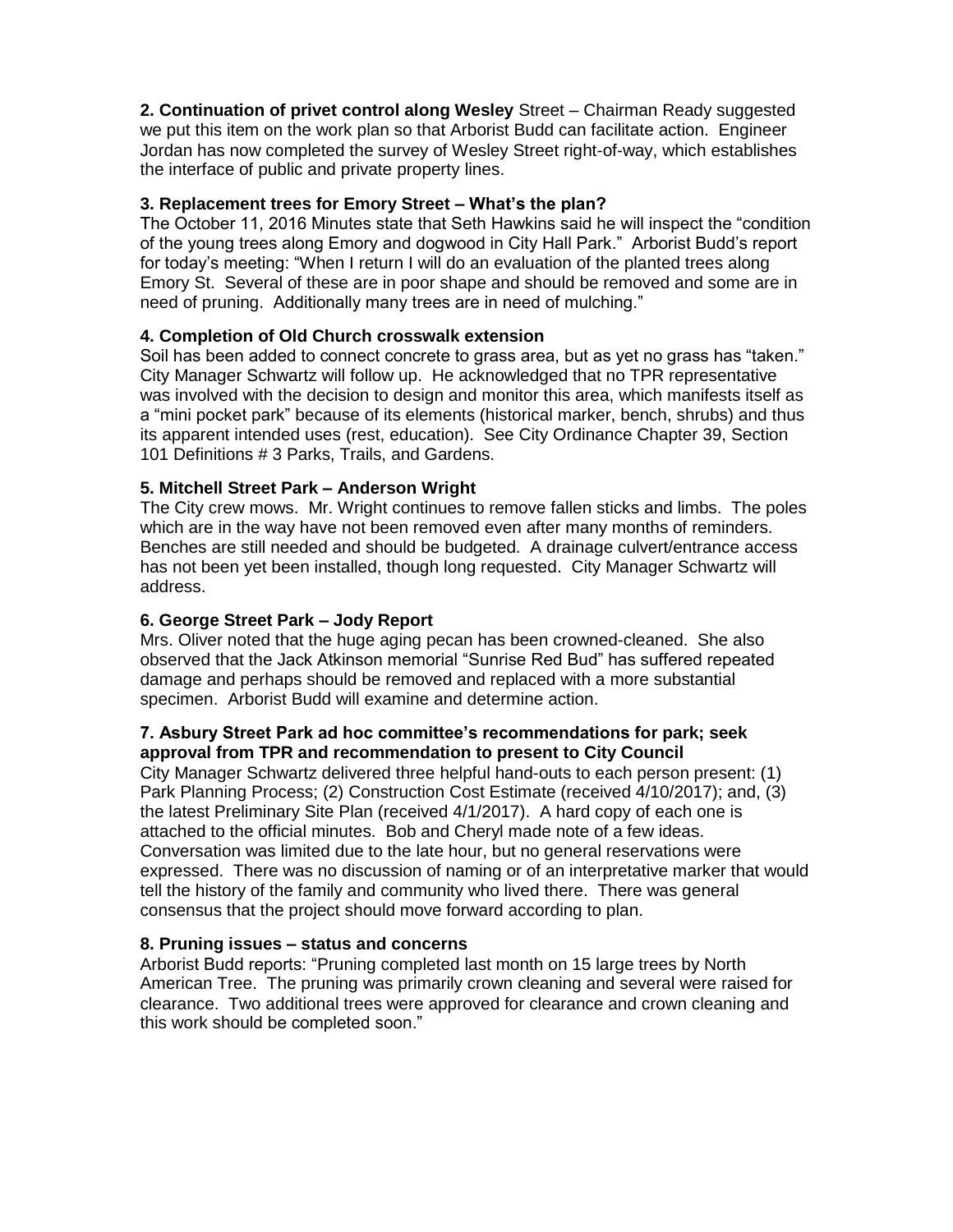**2. Continuation of privet control along Wesley** Street – Chairman Ready suggested we put this item on the work plan so that Arborist Budd can facilitate action. Engineer Jordan has now completed the survey of Wesley Street right-of-way, which establishes the interface of public and private property lines.

**3. Replacement trees for Emory Street – What's the plan?**

The October 11, 2016 Minutes state that Seth Hawkins said he will inspect the "condition of the young trees along Emory and dogwood in City Hall Park." Arborist Budd's report for today's meeting: "When I return I will do an evaluation of the planted trees along Emory St. Several of these are in poor shape and should be removed and some are in need of pruning. Additionally many trees are in need of mulching."

**4. Completion of Old Church crosswalk extension**

Soil has been added to connect concrete to grass area, but as yet no grass has "taken." City Manager Schwartz will follow up. He acknowledged that no TPR representative was involved with the decision to design and monitor this area, which manifests itself as a "mini pocket park" because of its elements (historical marker, bench, shrubs) and thus its apparent intended uses (rest, education). See City Ordinance Chapter 39, Section 101 Definitions # 3 Parks, Trails, and Gardens.

**5. Mitchell Street Park – Anderson Wright**

The City crew mows. Mr. Wright continues to remove fallen sticks and limbs. The poles which are in the way have not been removed even after many months of reminders. Benches are still needed and should be budgeted. A drainage culvert/entrance access has not been yet been installed, though long requested. City Manager Schwartz will address.

**6. George Street Park – Jody Report**

Mrs. Oliver noted that the huge aging pecan has been crowned-cleaned. She also observed that the Jack Atkinson memorial "Sunrise Red Bud" has suffered repeated damage and perhaps should be removed and replaced with a more substantial specimen. Arborist Budd will examine and determine action.

**7. Asbury Street Park ad hoc committee's recommendations for park; seek approval from TPR and recommendation to present to City Council**

City Manager Schwartz delivered three helpful hand-outs to each person present: (1) Park Planning Process; (2) Construction Cost Estimate (received 4/10/2017); and, (3) the latest Preliminary Site Plan (received 4/1/2017). A hard copy of each one is attached to the official minutes. Bob and Cheryl made note of a few ideas. Conversation was limited due to the late hour, but no general reservations were expressed. There was no discussion of naming or of an interpretative marker that would tell the history of the family and community who lived there. There was general consensus that the project should move forward according to plan.

**8. Pruning issues – status and concerns**

Arborist Budd reports: "Pruning completed last month on 15 large trees by North American Tree. The pruning was primarily crown cleaning and several were raised for clearance. Two additional trees were approved for clearance and crown cleaning and this work should be completed soon."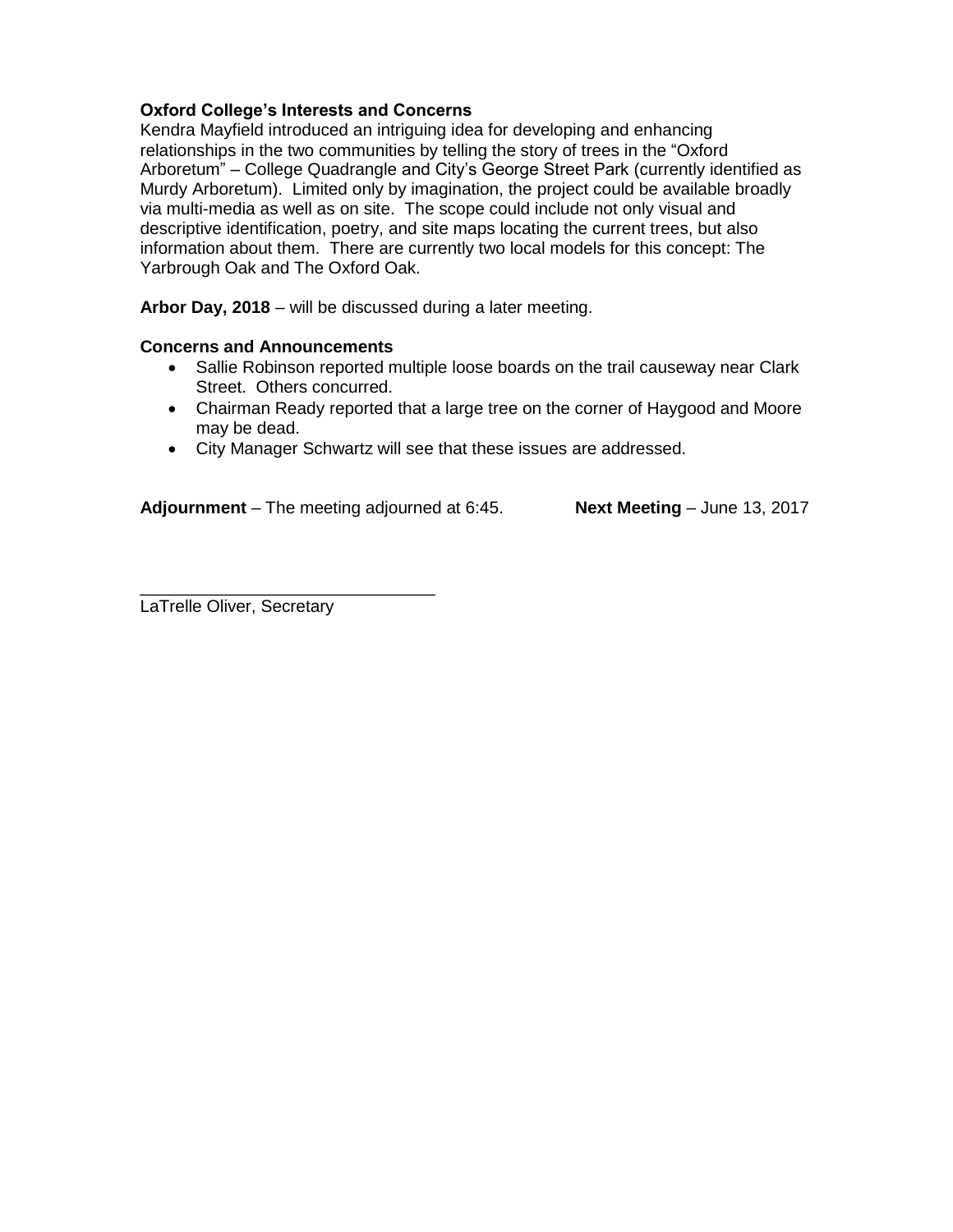**Oxford College's Interests and Concerns**
Kendra Mayfield introduced an intriguing idea for developing and enhancing relationships in the two communities by telling the story of trees in the "Oxford Arboretum" – College Quadrangle and City's George Street Park (currently identified as Murdy Arboretum). Limited only by imagination, the project could be available broadly via multi-media as well as on site. The scope could include not only visual and descriptive identification, poetry, and site maps locating the current trees, but also information about them. There are currently two local models for this concept: The Yarbrough Oak and The Oxford Oak.

**Arbor Day, 2018** – will be discussed during a later meeting.

**Concerns and Announcements**

- Sallie Robinson reported multiple loose boards on the trail causeway near Clark Street. Others concurred.
- Chairman Ready reported that a large tree on the corner of Haygood and Moore may be dead.
- City Manager Schwartz will see that these issues are addressed.

**Adjournment** – The meeting adjourned at 6:45. **Next Meeting** – June 13, 2017

_______________________________
LaTrelle Oliver, Secretary